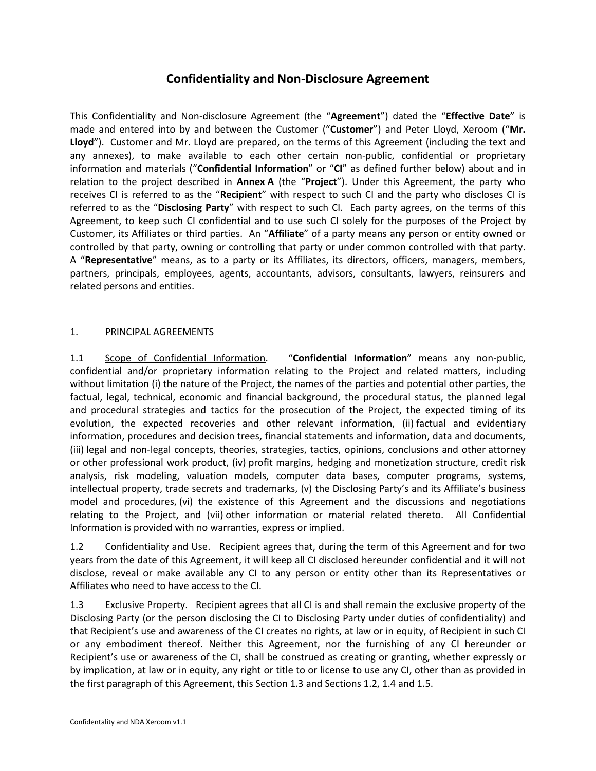# Confidentiality and Non-Disclosure Agreement

This Confidentiality and Non-disclosure Agreement (the "**Agreement**") dated the "**Effective Date**" is made and entered into by and between the Customer ("**Customer**") and Peter Lloyd, Xeroom ("**Mr. Lloyd**"). Customer and Mr. Lloyd are prepared, on the terms of this Agreement (including the text and any annexes), to make available to each other certain non-public, confidential or proprietary information and materials ("**Confidential Information**" or "**CI**" as defined further below) about and in relation to the project described in **Annex A** (the "**Project**"). Under this Agreement, the party who receives CI is referred to as the "**Recipient**" with respect to such CI and the party who discloses CI is referred to as the "**Disclosing Party**" with respect to such CI. Each party agrees, on the terms of this Agreement, to keep such CI confidential and to use such CI solely for the purposes of the Project by Customer, its Affiliates or third parties. An "**Affiliate**" of a party means any person or entity owned or controlled by that party, owning or controlling that party or under common controlled with that party. A "**Representative**" means, as to a party or its Affiliates, its directors, officers, managers, members, partners, principals, employees, agents, accountants, advisors, consultants, lawyers, reinsurers and related persons and entities.

## 1. PRINCIPAL AGREEMENTS

1.1 Scope of Confidential Information. "**Confidential Information**" means any non-public, confidential and/or proprietary information relating to the Project and related matters, including without limitation (i) the nature of the Project, the names of the parties and potential other parties, the factual, legal, technical, economic and financial background, the procedural status, the planned legal and procedural strategies and tactics for the prosecution of the Project, the expected timing of its evolution, the expected recoveries and other relevant information, (ii) factual and evidentiary information, procedures and decision trees, financial statements and information, data and documents, (iii) legal and non-legal concepts, theories, strategies, tactics, opinions, conclusions and other attorney or other professional work product, (iv) profit margins, hedging and monetization structure, credit risk analysis, risk modeling, valuation models, computer data bases, computer programs, systems, intellectual property, trade secrets and trademarks, (v) the Disclosing Party's and its Affiliate's business model and procedures, (vi) the existence of this Agreement and the discussions and negotiations relating to the Project, and (vii) other information or material related thereto. All Confidential Information is provided with no warranties, express or implied.

1.2 Confidentiality and Use. Recipient agrees that, during the term of this Agreement and for two years from the date of this Agreement, it will keep all CI disclosed hereunder confidential and it will not disclose, reveal or make available any CI to any person or entity other than its Representatives or Affiliates who need to have access to the CI.

1.3 Exclusive Property. Recipient agrees that all CI is and shall remain the exclusive property of the Disclosing Party (or the person disclosing the CI to Disclosing Party under duties of confidentiality) and that Recipient's use and awareness of the CI creates no rights, at law or in equity, of Recipient in such CI or any embodiment thereof. Neither this Agreement, nor the furnishing of any CI hereunder or Recipient's use or awareness of the CI, shall be construed as creating or granting, whether expressly or by implication, at law or in equity, any right or title to or license to use any CI, other than as provided in the first paragraph of this Agreement, this Section 1.3 and Sections 1.2, 1.4 and 1.5.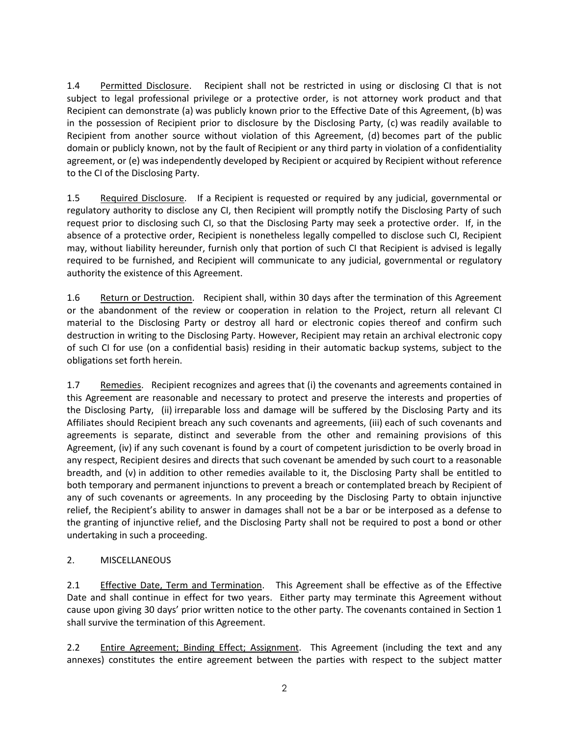1.4 Permitted Disclosure. Recipient shall not be restricted in using or disclosing CI that is not subject to legal professional privilege or a protective order, is not attorney work product and that Recipient can demonstrate (a) was publicly known prior to the Effective Date of this Agreement, (b) was in the possession of Recipient prior to disclosure by the Disclosing Party, (c) was readily available to Recipient from another source without violation of this Agreement, (d) becomes part of the public domain or publicly known, not by the fault of Recipient or any third party in violation of a confidentiality agreement, or (e) was independently developed by Recipient or acquired by Recipient without reference to the CI of the Disclosing Party.

1.5 Required Disclosure. If a Recipient is requested or required by any judicial, governmental or regulatory authority to disclose any CI, then Recipient will promptly notify the Disclosing Party of such request prior to disclosing such CI, so that the Disclosing Party may seek a protective order. If, in the absence of a protective order, Recipient is nonetheless legally compelled to disclose such CI, Recipient may, without liability hereunder, furnish only that portion of such CI that Recipient is advised is legally required to be furnished, and Recipient will communicate to any judicial, governmental or regulatory authority the existence of this Agreement.

1.6 Return or Destruction. Recipient shall, within 30 days after the termination of this Agreement or the abandonment of the review or cooperation in relation to the Project, return all relevant CI material to the Disclosing Party or destroy all hard or electronic copies thereof and confirm such destruction in writing to the Disclosing Party. However, Recipient may retain an archival electronic copy of such CI for use (on a confidential basis) residing in their automatic backup systems, subject to the obligations set forth herein.

1.7 Remedies. Recipient recognizes and agrees that (i) the covenants and agreements contained in this Agreement are reasonable and necessary to protect and preserve the interests and properties of the Disclosing Party, (ii) irreparable loss and damage will be suffered by the Disclosing Party and its Affiliates should Recipient breach any such covenants and agreements, (iii) each of such covenants and agreements is separate, distinct and severable from the other and remaining provisions of this Agreement, (iv) if any such covenant is found by a court of competent jurisdiction to be overly broad in any respect, Recipient desires and directs that such covenant be amended by such court to a reasonable breadth, and (v) in addition to other remedies available to it, the Disclosing Party shall be entitled to both temporary and permanent injunctions to prevent a breach or contemplated breach by Recipient of any of such covenants or agreements. In any proceeding by the Disclosing Party to obtain injunctive relief, the Recipient's ability to answer in damages shall not be a bar or be interposed as a defense to the granting of injunctive relief, and the Disclosing Party shall not be required to post a bond or other undertaking in such a proceeding.

2. MISCELLANEOUS

2.1 Effective Date, Term and Termination. This Agreement shall be effective as of the Effective Date and shall continue in effect for two years. Either party may terminate this Agreement without cause upon giving 30 days' prior written notice to the other party. The covenants contained in Section 1 shall survive the termination of this Agreement.

2.2 Entire Agreement; Binding Effect; Assignment. This Agreement (including the text and any annexes) constitutes the entire agreement between the parties with respect to the subject matter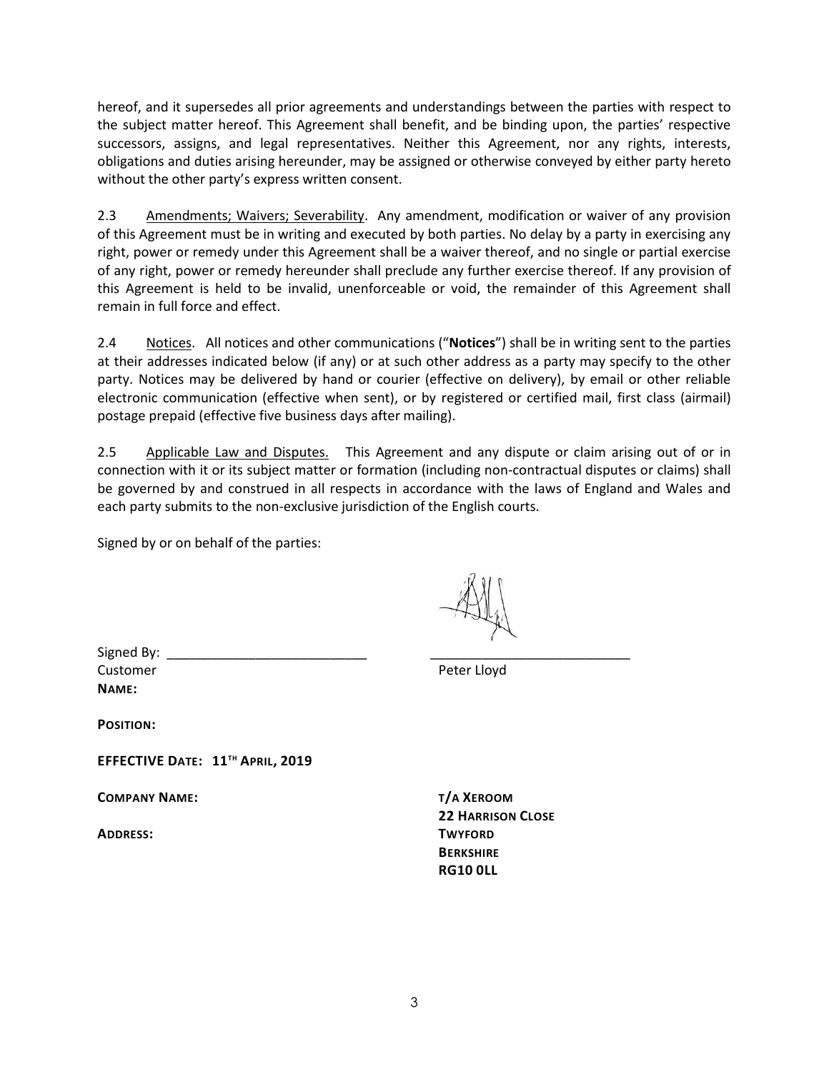hereof, and it supersedes all prior agreements and understandings between the parties with respect to the subject matter hereof. This Agreement shall benefit, and be binding upon, the parties' respective successors, assigns, and legal representatives. Neither this Agreement, nor any rights, interests, obligations and duties arising hereunder, may be assigned or otherwise conveyed by either party hereto without the other party's express written consent.

2.3 Amendments; Waivers; Severability. Any amendment, modification or waiver of any provision of this Agreement must be in writing and executed by both parties. No delay by a party in exercising any right, power or remedy under this Agreement shall be a waiver thereof, and no single or partial exercise of any right, power or remedy hereunder shall preclude any further exercise thereof. If any provision of this Agreement is held to be invalid, unenforceable or void, the remainder of this Agreement shall remain in full force and effect.

2.4 Notices. All notices and other communications ("**Notices**") shall be in writing sent to the parties at their addresses indicated below (if any) or at such other address as a party may specify to the other party. Notices may be delivered by hand or courier (effective on delivery), by email or other reliable electronic communication (effective when sent), or by registered or certified mail, first class (airmail) postage prepaid (effective five business days after mailing).

2.5 Applicable Law and Disputes. This Agreement and any dispute or claim arising out of or in connection with it or its subject matter or formation (including non-contractual disputes or claims) shall be governed by and construed in all respects in accordance with the laws of England and Wales and each party submits to the non-exclusive jurisdiction of the English courts.

Signed by or on behalf of the parties:

Signed By: ___________________________ ___________________________

Customer Peter Lloyd

**NAME:**

**POSITION:**

**EFFECTIVE DATE: 11TH APRIL, 2019**

**COMPANY NAME:** **T/A XEROOM**

**22 HARRISON CLOSE**

**ADDRESS:** **TWYFORD**

**BERKSHIRE**

**RG10 0LL**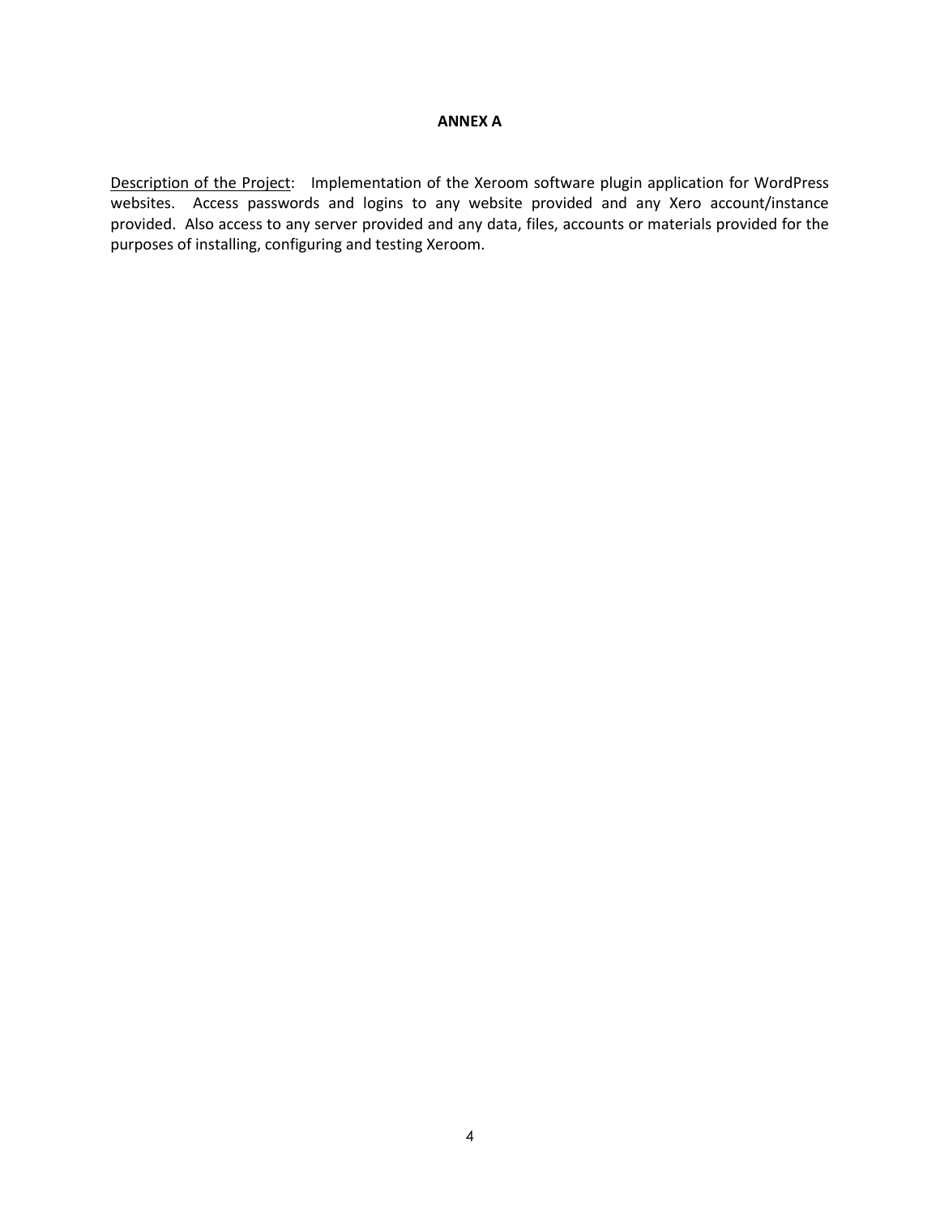**ANNEX A**

<u>Description of the Project</u>: Implementation of the Xeroom software plugin application for WordPress websites. Access passwords and logins to any website provided and any Xero account/instance provided. Also access to any server provided and any data, files, accounts or materials provided for the purposes of installing, configuring and testing Xeroom.